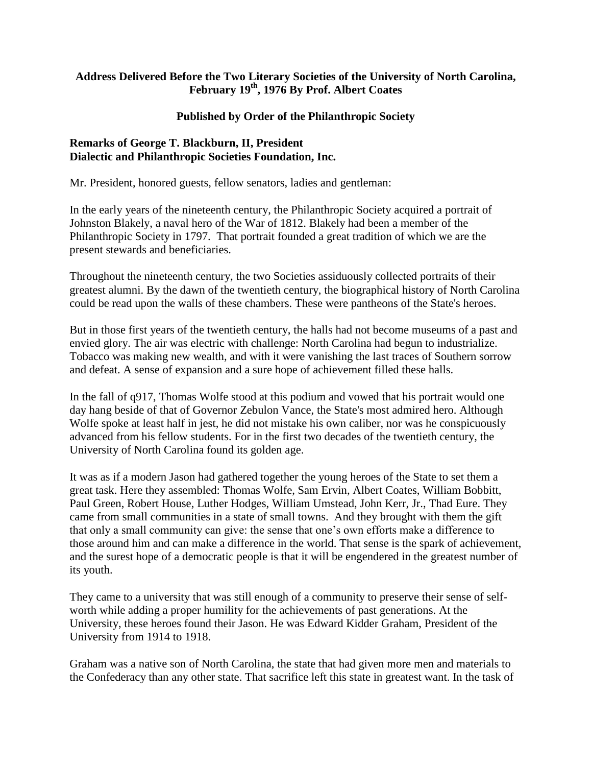**Address Delivered Before the Two Literary Societies of the University of North Carolina, February 19th, 1976 By Prof. Albert Coates**

**Published by Order of the Philanthropic Society**

**Remarks of George T. Blackburn, II, President**
**Dialectic and Philanthropic Societies Foundation, Inc.**

Mr. President, honored guests, fellow senators, ladies and gentleman:

In the early years of the nineteenth century, the Philanthropic Society acquired a portrait of Johnston Blakely, a naval hero of the War of 1812. Blakely had been a member of the Philanthropic Society in 1797. That portrait founded a great tradition of which we are the present stewards and beneficiaries.

Throughout the nineteenth century, the two Societies assiduously collected portraits of their greatest alumni. By the dawn of the twentieth century, the biographical history of North Carolina could be read upon the walls of these chambers. These were pantheons of the State's heroes.

But in those first years of the twentieth century, the halls had not become museums of a past and envied glory. The air was electric with challenge: North Carolina had begun to industrialize. Tobacco was making new wealth, and with it were vanishing the last traces of Southern sorrow and defeat. A sense of expansion and a sure hope of achievement filled these halls.

In the fall of q917, Thomas Wolfe stood at this podium and vowed that his portrait would one day hang beside of that of Governor Zebulon Vance, the State's most admired hero. Although Wolfe spoke at least half in jest, he did not mistake his own caliber, nor was he conspicuously advanced from his fellow students. For in the first two decades of the twentieth century, the University of North Carolina found its golden age.

It was as if a modern Jason had gathered together the young heroes of the State to set them a great task. Here they assembled: Thomas Wolfe, Sam Ervin, Albert Coates, William Bobbitt, Paul Green, Robert House, Luther Hodges, William Umstead, John Kerr, Jr., Thad Eure. They came from small communities in a state of small towns. And they brought with them the gift that only a small community can give: the sense that one's own efforts make a difference to those around him and can make a difference in the world. That sense is the spark of achievement, and the surest hope of a democratic people is that it will be engendered in the greatest number of its youth.

They came to a university that was still enough of a community to preserve their sense of self-worth while adding a proper humility for the achievements of past generations. At the University, these heroes found their Jason. He was Edward Kidder Graham, President of the University from 1914 to 1918.

Graham was a native son of North Carolina, the state that had given more men and materials to the Confederacy than any other state. That sacrifice left this state in greatest want. In the task of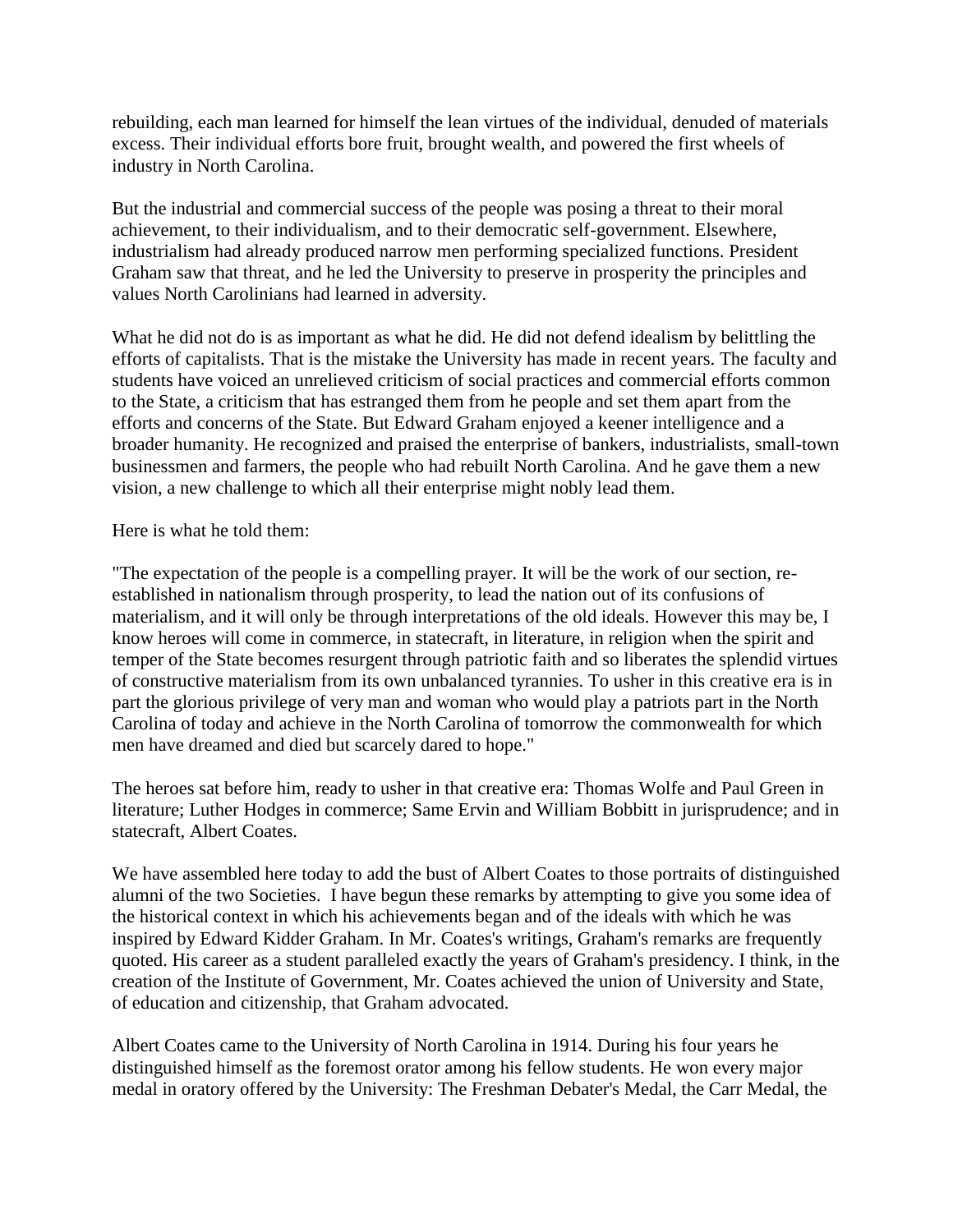rebuilding, each man learned for himself the lean virtues of the individual, denuded of materials excess. Their individual efforts bore fruit, brought wealth, and powered the first wheels of industry in North Carolina.

But the industrial and commercial success of the people was posing a threat to their moral achievement, to their individualism, and to their democratic self-government. Elsewhere, industrialism had already produced narrow men performing specialized functions. President Graham saw that threat, and he led the University to preserve in prosperity the principles and values North Carolinians had learned in adversity.

What he did not do is as important as what he did. He did not defend idealism by belittling the efforts of capitalists. That is the mistake the University has made in recent years. The faculty and students have voiced an unrelieved criticism of social practices and commercial efforts common to the State, a criticism that has estranged them from he people and set them apart from the efforts and concerns of the State. But Edward Graham enjoyed a keener intelligence and a broader humanity. He recognized and praised the enterprise of bankers, industrialists, small-town businessmen and farmers, the people who had rebuilt North Carolina. And he gave them a new vision, a new challenge to which all their enterprise might nobly lead them.

Here is what he told them:

"The expectation of the people is a compelling prayer. It will be the work of our section, re-established in nationalism through prosperity, to lead the nation out of its confusions of materialism, and it will only be through interpretations of the old ideals. However this may be, I know heroes will come in commerce, in statecraft, in literature, in religion when the spirit and temper of the State becomes resurgent through patriotic faith and so liberates the splendid virtues of constructive materialism from its own unbalanced tyrannies. To usher in this creative era is in part the glorious privilege of very man and woman who would play a patriots part in the North Carolina of today and achieve in the North Carolina of tomorrow the commonwealth for which men have dreamed and died but scarcely dared to hope."

The heroes sat before him, ready to usher in that creative era: Thomas Wolfe and Paul Green in literature; Luther Hodges in commerce; Same Ervin and William Bobbitt in jurisprudence; and in statecraft, Albert Coates.

We have assembled here today to add the bust of Albert Coates to those portraits of distinguished alumni of the two Societies. I have begun these remarks by attempting to give you some idea of the historical context in which his achievements began and of the ideals with which he was inspired by Edward Kidder Graham. In Mr. Coates's writings, Graham's remarks are frequently quoted. His career as a student paralleled exactly the years of Graham's presidency. I think, in the creation of the Institute of Government, Mr. Coates achieved the union of University and State, of education and citizenship, that Graham advocated.

Albert Coates came to the University of North Carolina in 1914. During his four years he distinguished himself as the foremost orator among his fellow students. He won every major medal in oratory offered by the University: The Freshman Debater's Medal, the Carr Medal, the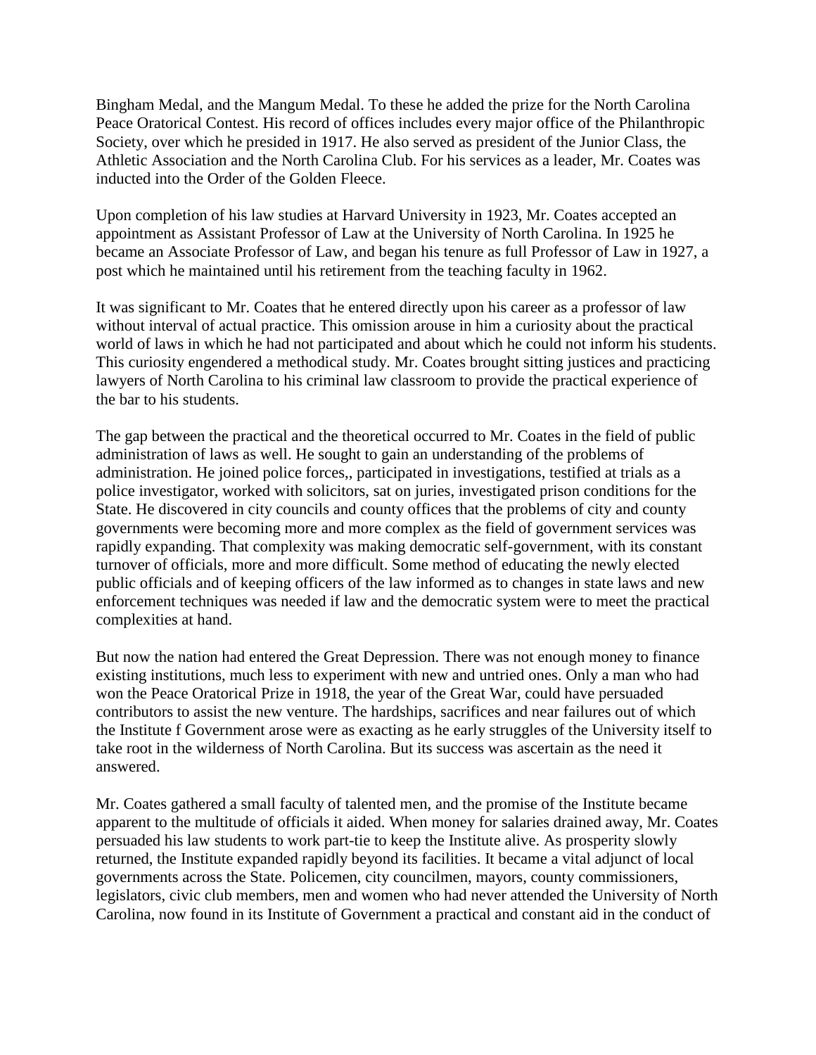Bingham Medal, and the Mangum Medal. To these he added the prize for the North Carolina Peace Oratorical Contest. His record of offices includes every major office of the Philanthropic Society, over which he presided in 1917. He also served as president of the Junior Class, the Athletic Association and the North Carolina Club. For his services as a leader, Mr. Coates was inducted into the Order of the Golden Fleece.

Upon completion of his law studies at Harvard University in 1923, Mr. Coates accepted an appointment as Assistant Professor of Law at the University of North Carolina. In 1925 he became an Associate Professor of Law, and began his tenure as full Professor of Law in 1927, a post which he maintained until his retirement from the teaching faculty in 1962.

It was significant to Mr. Coates that he entered directly upon his career as a professor of law without interval of actual practice. This omission arouse in him a curiosity about the practical world of laws in which he had not participated and about which he could not inform his students. This curiosity engendered a methodical study. Mr. Coates brought sitting justices and practicing lawyers of North Carolina to his criminal law classroom to provide the practical experience of the bar to his students.

The gap between the practical and the theoretical occurred to Mr. Coates in the field of public administration of laws as well. He sought to gain an understanding of the problems of administration. He joined police forces,, participated in investigations, testified at trials as a police investigator, worked with solicitors, sat on juries, investigated prison conditions for the State. He discovered in city councils and county offices that the problems of city and county governments were becoming more and more complex as the field of government services was rapidly expanding. That complexity was making democratic self-government, with its constant turnover of officials, more and more difficult. Some method of educating the newly elected public officials and of keeping officers of the law informed as to changes in state laws and new enforcement techniques was needed if law and the democratic system were to meet the practical complexities at hand.

But now the nation had entered the Great Depression. There was not enough money to finance existing institutions, much less to experiment with new and untried ones. Only a man who had won the Peace Oratorical Prize in 1918, the year of the Great War, could have persuaded contributors to assist the new venture. The hardships, sacrifices and near failures out of which the Institute f Government arose were as exacting as he early struggles of the University itself to take root in the wilderness of North Carolina. But its success was ascertain as the need it answered.

Mr. Coates gathered a small faculty of talented men, and the promise of the Institute became apparent to the multitude of officials it aided. When money for salaries drained away, Mr. Coates persuaded his law students to work part-tie to keep the Institute alive. As prosperity slowly returned, the Institute expanded rapidly beyond its facilities. It became a vital adjunct of local governments across the State. Policemen, city councilmen, mayors, county commissioners, legislators, civic club members, men and women who had never attended the University of North Carolina, now found in its Institute of Government a practical and constant aid in the conduct of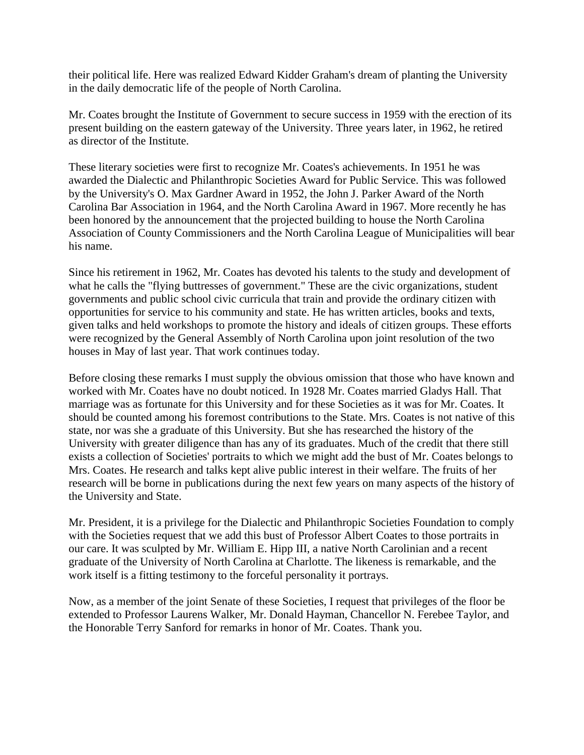their political life. Here was realized Edward Kidder Graham's dream of planting the University in the daily democratic life of the people of North Carolina.

Mr. Coates brought the Institute of Government to secure success in 1959 with the erection of its present building on the eastern gateway of the University. Three years later, in 1962, he retired as director of the Institute.

These literary societies were first to recognize Mr. Coates's achievements. In 1951 he was awarded the Dialectic and Philanthropic Societies Award for Public Service. This was followed by the University's O. Max Gardner Award in 1952, the John J. Parker Award of the North Carolina Bar Association in 1964, and the North Carolina Award in 1967. More recently he has been honored by the announcement that the projected building to house the North Carolina Association of County Commissioners and the North Carolina League of Municipalities will bear his name.

Since his retirement in 1962, Mr. Coates has devoted his talents to the study and development of what he calls the "flying buttresses of government." These are the civic organizations, student governments and public school civic curricula that train and provide the ordinary citizen with opportunities for service to his community and state. He has written articles, books and texts, given talks and held workshops to promote the history and ideals of citizen groups. These efforts were recognized by the General Assembly of North Carolina upon joint resolution of the two houses in May of last year. That work continues today.

Before closing these remarks I must supply the obvious omission that those who have known and worked with Mr. Coates have no doubt noticed. In 1928 Mr. Coates married Gladys Hall. That marriage was as fortunate for this University and for these Societies as it was for Mr. Coates. It should be counted among his foremost contributions to the State. Mrs. Coates is not native of this state, nor was she a graduate of this University. But she has researched the history of the University with greater diligence than has any of its graduates. Much of the credit that there still exists a collection of Societies' portraits to which we might add the bust of Mr. Coates belongs to Mrs. Coates. He research and talks kept alive public interest in their welfare. The fruits of her research will be borne in publications during the next few years on many aspects of the history of the University and State.

Mr. President, it is a privilege for the Dialectic and Philanthropic Societies Foundation to comply with the Societies request that we add this bust of Professor Albert Coates to those portraits in our care. It was sculpted by Mr. William E. Hipp III, a native North Carolinian and a recent graduate of the University of North Carolina at Charlotte. The likeness is remarkable, and the work itself is a fitting testimony to the forceful personality it portrays.

Now, as a member of the joint Senate of these Societies, I request that privileges of the floor be extended to Professor Laurens Walker, Mr. Donald Hayman, Chancellor N. Ferebee Taylor, and the Honorable Terry Sanford for remarks in honor of Mr. Coates. Thank you.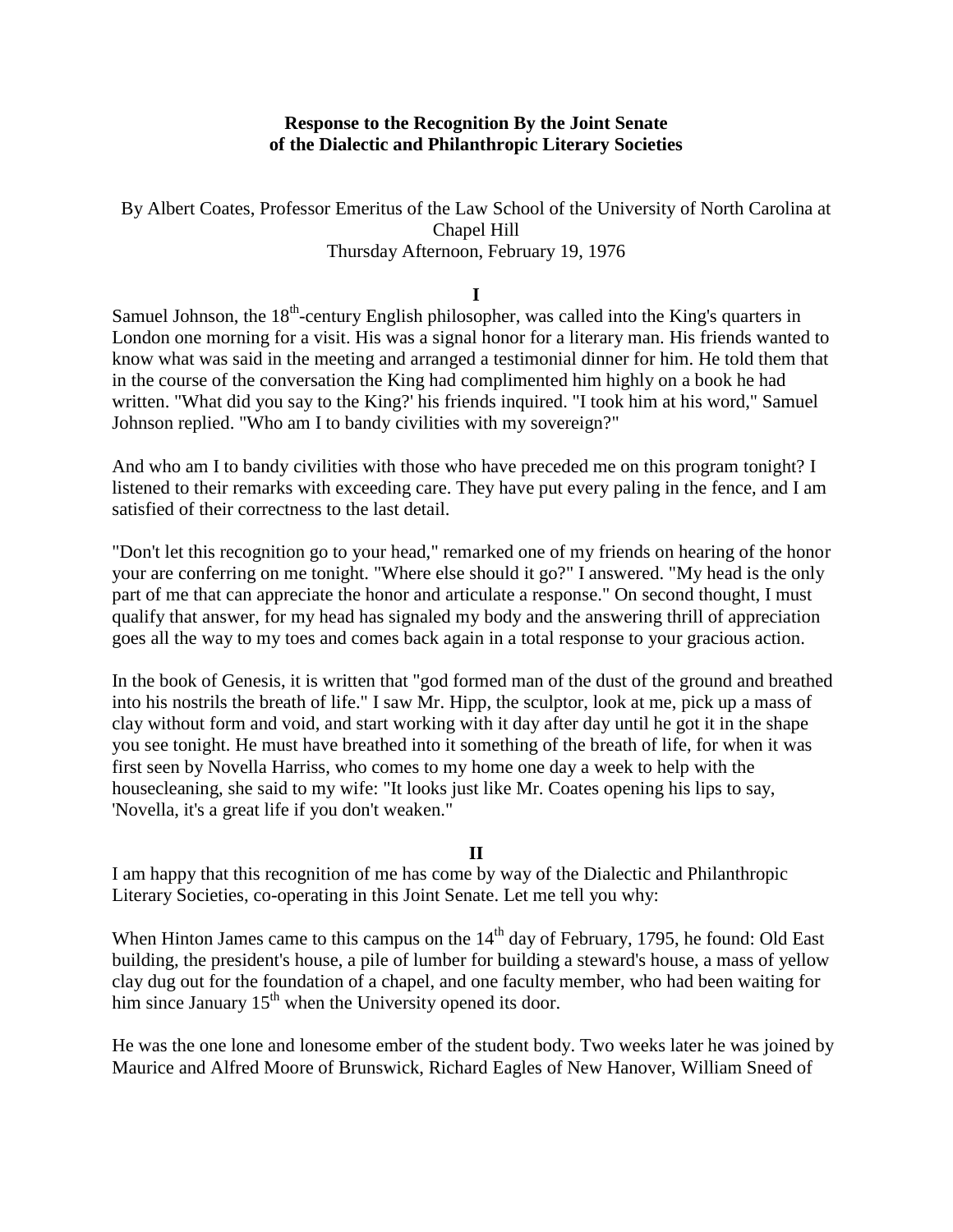**Response to the Recognition By the Joint Senate of the Dialectic and Philanthropic Literary Societies**

By Albert Coates, Professor Emeritus of the Law School of the University of North Carolina at Chapel Hill
Thursday Afternoon, February 19, 1976

**I**

Samuel Johnson, the 18th-century English philosopher, was called into the King's quarters in London one morning for a visit. His was a signal honor for a literary man. His friends wanted to know what was said in the meeting and arranged a testimonial dinner for him. He told them that in the course of the conversation the King had complimented him highly on a book he had written. "What did you say to the King?' his friends inquired. "I took him at his word," Samuel Johnson replied. "Who am I to bandy civilities with my sovereign?"

And who am I to bandy civilities with those who have preceded me on this program tonight? I listened to their remarks with exceeding care. They have put every paling in the fence, and I am satisfied of their correctness to the last detail.

"Don't let this recognition go to your head," remarked one of my friends on hearing of the honor your are conferring on me tonight. "Where else should it go?" I answered. "My head is the only part of me that can appreciate the honor and articulate a response." On second thought, I must qualify that answer, for my head has signaled my body and the answering thrill of appreciation goes all the way to my toes and comes back again in a total response to your gracious action.

In the book of Genesis, it is written that "god formed man of the dust of the ground and breathed into his nostrils the breath of life." I saw Mr. Hipp, the sculptor, look at me, pick up a mass of clay without form and void, and start working with it day after day until he got it in the shape you see tonight. He must have breathed into it something of the breath of life, for when it was first seen by Novella Harriss, who comes to my home one day a week to help with the housecleaning, she said to my wife: "It looks just like Mr. Coates opening his lips to say, 'Novella, it's a great life if you don't weaken."

**II**

I am happy that this recognition of me has come by way of the Dialectic and Philanthropic Literary Societies, co-operating in this Joint Senate. Let me tell you why:

When Hinton James came to this campus on the 14th day of February, 1795, he found: Old East building, the president's house, a pile of lumber for building a steward's house, a mass of yellow clay dug out for the foundation of a chapel, and one faculty member, who had been waiting for him since January 15th when the University opened its door.

He was the one lone and lonesome ember of the student body. Two weeks later he was joined by Maurice and Alfred Moore of Brunswick, Richard Eagles of New Hanover, William Sneed of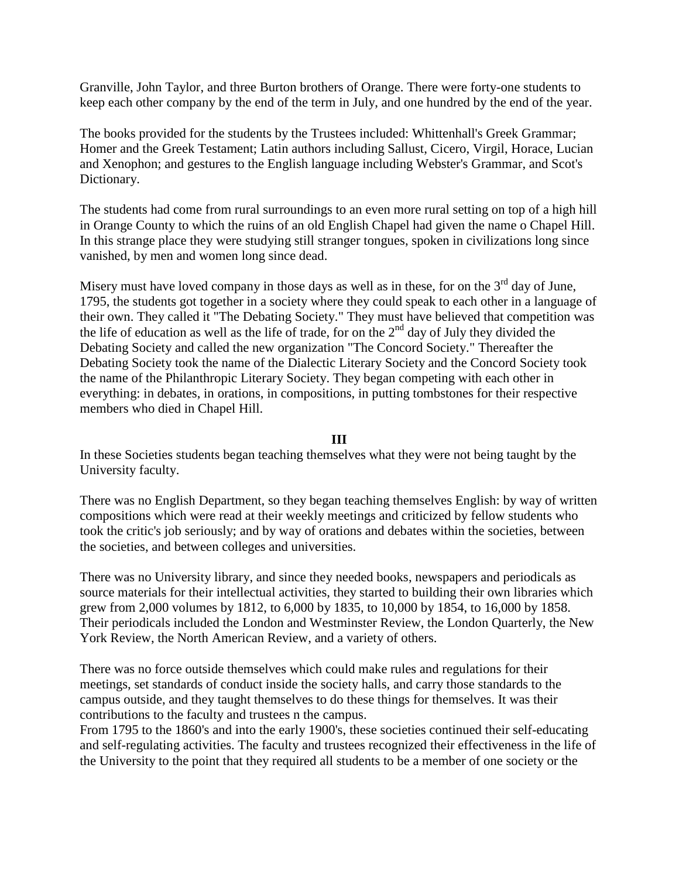Granville, John Taylor, and three Burton brothers of Orange. There were forty-one students to keep each other company by the end of the term in July, and one hundred by the end of the year.

The books provided for the students by the Trustees included: Whittenhall's Greek Grammar; Homer and the Greek Testament; Latin authors including Sallust, Cicero, Virgil, Horace, Lucian and Xenophon; and gestures to the English language including Webster's Grammar, and Scot's Dictionary.

The students had come from rural surroundings to an even more rural setting on top of a high hill in Orange County to which the ruins of an old English Chapel had given the name o Chapel Hill. In this strange place they were studying still stranger tongues, spoken in civilizations long since vanished, by men and women long since dead.

Misery must have loved company in those days as well as in these, for on the 3rd day of June, 1795, the students got together in a society where they could speak to each other in a language of their own. They called it "The Debating Society." They must have believed that competition was the life of education as well as the life of trade, for on the 2nd day of July they divided the Debating Society and called the new organization "The Concord Society." Thereafter the Debating Society took the name of the Dialectic Literary Society and the Concord Society took the name of the Philanthropic Literary Society. They began competing with each other in everything: in debates, in orations, in compositions, in putting tombstones for their respective members who died in Chapel Hill.

## III

In these Societies students began teaching themselves what they were not being taught by the University faculty.

There was no English Department, so they began teaching themselves English: by way of written compositions which were read at their weekly meetings and criticized by fellow students who took the critic's job seriously; and by way of orations and debates within the societies, between the societies, and between colleges and universities.

There was no University library, and since they needed books, newspapers and periodicals as source materials for their intellectual activities, they started to building their own libraries which grew from 2,000 volumes by 1812, to 6,000 by 1835, to 10,000 by 1854, to 16,000 by 1858. Their periodicals included the London and Westminster Review, the London Quarterly, the New York Review, the North American Review, and a variety of others.

There was no force outside themselves which could make rules and regulations for their meetings, set standards of conduct inside the society halls, and carry those standards to the campus outside, and they taught themselves to do these things for themselves. It was their contributions to the faculty and trustees n the campus.

From 1795 to the 1860's and into the early 1900's, these societies continued their self-educating and self-regulating activities. The faculty and trustees recognized their effectiveness in the life of the University to the point that they required all students to be a member of one society or the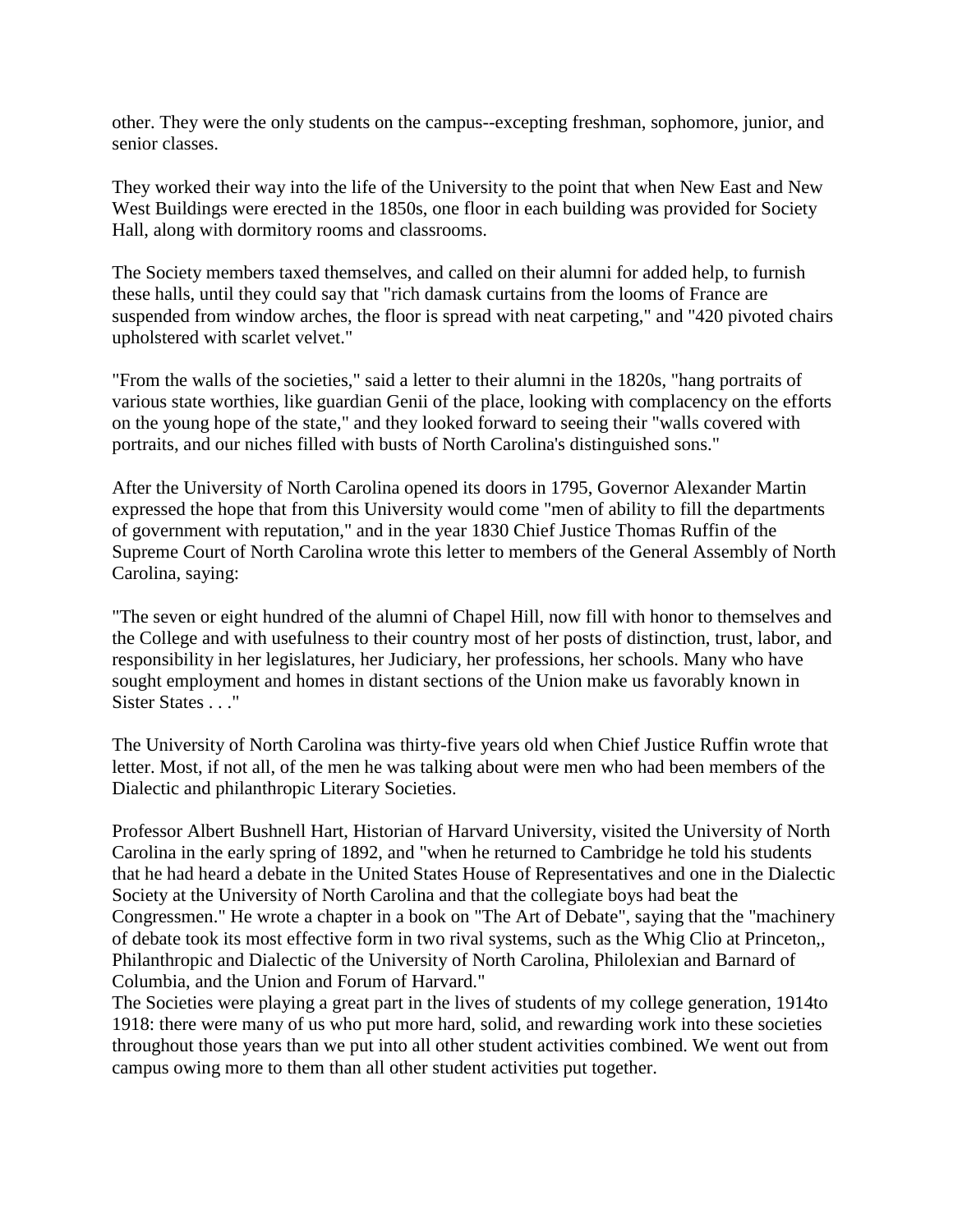other. They were the only students on the campus--excepting freshman, sophomore, junior, and senior classes.

They worked their way into the life of the University to the point that when New East and New West Buildings were erected in the 1850s, one floor in each building was provided for Society Hall, along with dormitory rooms and classrooms.

The Society members taxed themselves, and called on their alumni for added help, to furnish these halls, until they could say that "rich damask curtains from the looms of France are suspended from window arches, the floor is spread with neat carpeting," and "420 pivoted chairs upholstered with scarlet velvet."

"From the walls of the societies," said a letter to their alumni in the 1820s, "hang portraits of various state worthies, like guardian Genii of the place, looking with complacency on the efforts on the young hope of the state," and they looked forward to seeing their "walls covered with portraits, and our niches filled with busts of North Carolina's distinguished sons."

After the University of North Carolina opened its doors in 1795, Governor Alexander Martin expressed the hope that from this University would come "men of ability to fill the departments of government with reputation," and in the year 1830 Chief Justice Thomas Ruffin of the Supreme Court of North Carolina wrote this letter to members of the General Assembly of North Carolina, saying:

"The seven or eight hundred of the alumni of Chapel Hill, now fill with honor to themselves and the College and with usefulness to their country most of her posts of distinction, trust, labor, and responsibility in her legislatures, her Judiciary, her professions, her schools. Many who have sought employment and homes in distant sections of the Union make us favorably known in Sister States . . ."

The University of North Carolina was thirty-five years old when Chief Justice Ruffin wrote that letter. Most, if not all, of the men he was talking about were men who had been members of the Dialectic and philanthropic Literary Societies.

Professor Albert Bushnell Hart, Historian of Harvard University, visited the University of North Carolina in the early spring of 1892, and "when he returned to Cambridge he told his students that he had heard a debate in the United States House of Representatives and one in the Dialectic Society at the University of North Carolina and that the collegiate boys had beat the Congressmen." He wrote a chapter in a book on "The Art of Debate", saying that the "machinery of debate took its most effective form in two rival systems, such as the Whig Clio at Princeton,, Philanthropic and Dialectic of the University of North Carolina, Philolexian and Barnard of Columbia, and the Union and Forum of Harvard."

The Societies were playing a great part in the lives of students of my college generation, 1914to 1918: there were many of us who put more hard, solid, and rewarding work into these societies throughout those years than we put into all other student activities combined. We went out from campus owing more to them than all other student activities put together.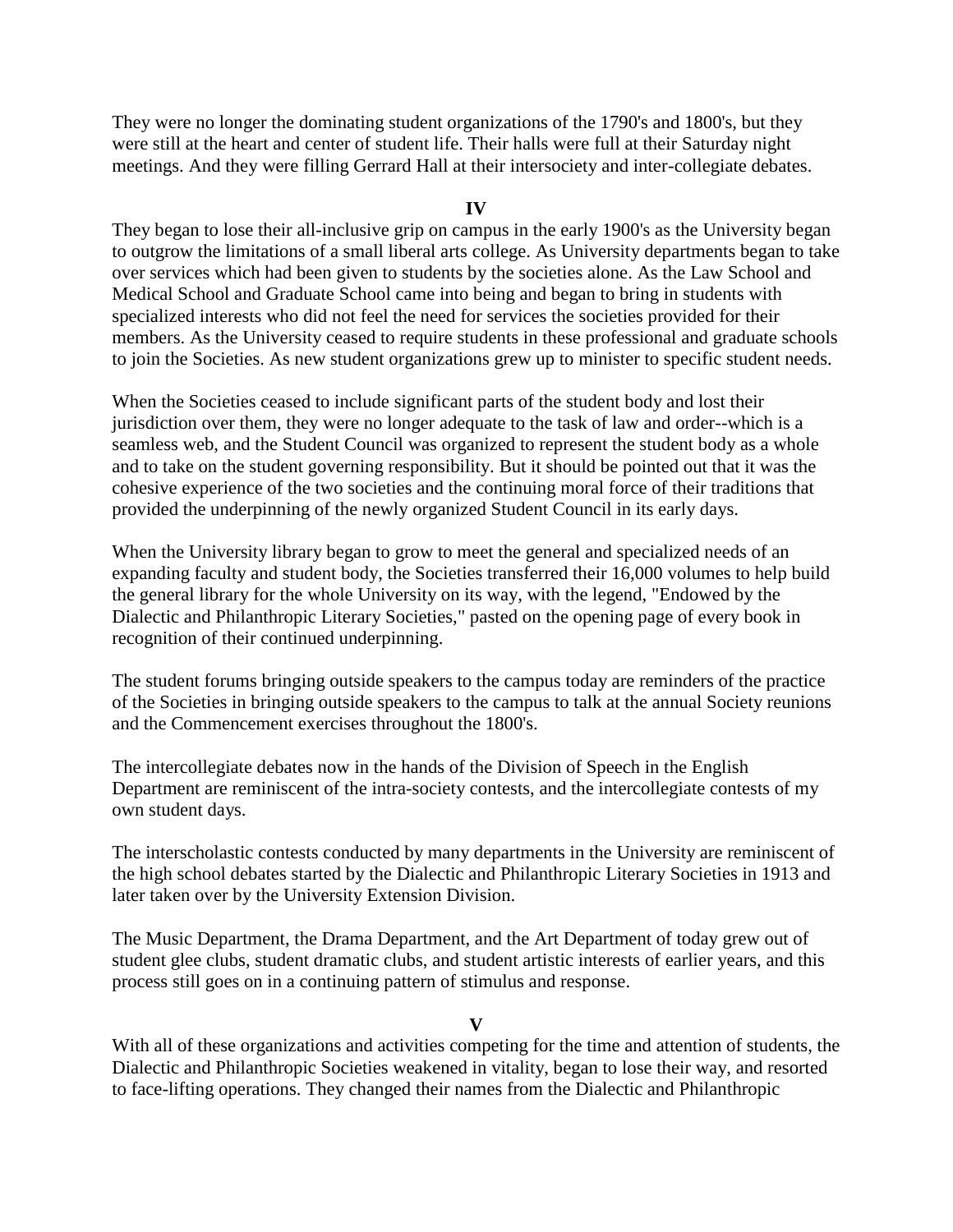They were no longer the dominating student organizations of the 1790's and 1800's, but they were still at the heart and center of student life. Their halls were full at their Saturday night meetings. And they were filling Gerrard Hall at their intersociety and inter-collegiate debates.

## IV

They began to lose their all-inclusive grip on campus in the early 1900's as the University began to outgrow the limitations of a small liberal arts college. As University departments began to take over services which had been given to students by the societies alone. As the Law School and Medical School and Graduate School came into being and began to bring in students with specialized interests who did not feel the need for services the societies provided for their members. As the University ceased to require students in these professional and graduate schools to join the Societies. As new student organizations grew up to minister to specific student needs.

When the Societies ceased to include significant parts of the student body and lost their jurisdiction over them, they were no longer adequate to the task of law and order--which is a seamless web, and the Student Council was organized to represent the student body as a whole and to take on the student governing responsibility. But it should be pointed out that it was the cohesive experience of the two societies and the continuing moral force of their traditions that provided the underpinning of the newly organized Student Council in its early days.

When the University library began to grow to meet the general and specialized needs of an expanding faculty and student body, the Societies transferred their 16,000 volumes to help build the general library for the whole University on its way, with the legend, "Endowed by the Dialectic and Philanthropic Literary Societies," pasted on the opening page of every book in recognition of their continued underpinning.

The student forums bringing outside speakers to the campus today are reminders of the practice of the Societies in bringing outside speakers to the campus to talk at the annual Society reunions and the Commencement exercises throughout the 1800's.

The intercollegiate debates now in the hands of the Division of Speech in the English Department are reminiscent of the intra-society contests, and the intercollegiate contests of my own student days.

The interscholastic contests conducted by many departments in the University are reminiscent of the high school debates started by the Dialectic and Philanthropic Literary Societies in 1913 and later taken over by the University Extension Division.

The Music Department, the Drama Department, and the Art Department of today grew out of student glee clubs, student dramatic clubs, and student artistic interests of earlier years, and this process still goes on in a continuing pattern of stimulus and response.

## V

With all of these organizations and activities competing for the time and attention of students, the Dialectic and Philanthropic Societies weakened in vitality, began to lose their way, and resorted to face-lifting operations. They changed their names from the Dialectic and Philanthropic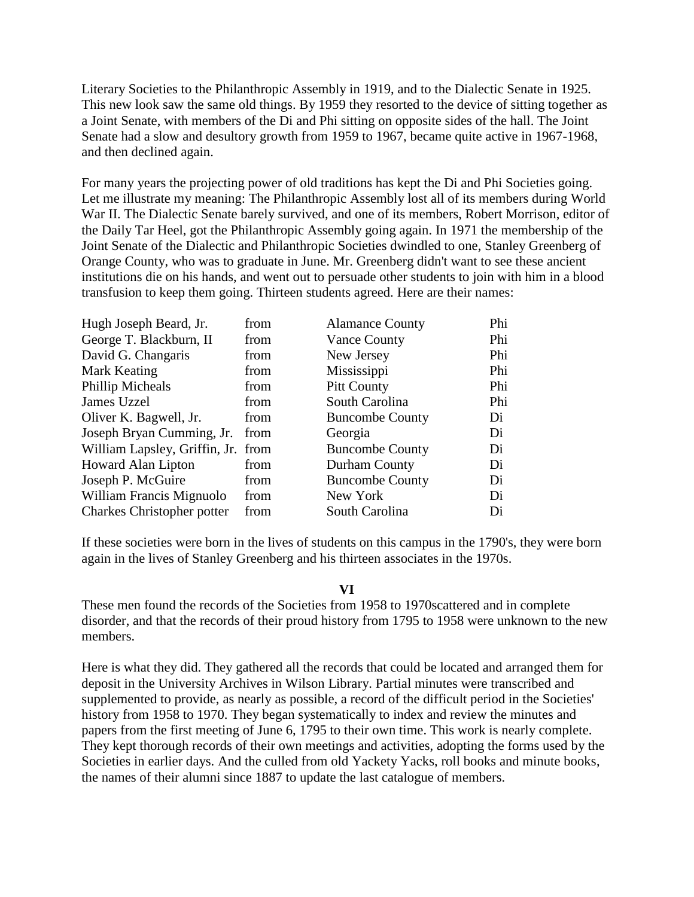Literary Societies to the Philanthropic Assembly in 1919, and to the Dialectic Senate in 1925. This new look saw the same old things. By 1959 they resorted to the device of sitting together as a Joint Senate, with members of the Di and Phi sitting on opposite sides of the hall. The Joint Senate had a slow and desultory growth from 1959 to 1967, became quite active in 1967-1968, and then declined again.

For many years the projecting power of old traditions has kept the Di and Phi Societies going. Let me illustrate my meaning: The Philanthropic Assembly lost all of its members during World War II. The Dialectic Senate barely survived, and one of its members, Robert Morrison, editor of the Daily Tar Heel, got the Philanthropic Assembly going again. In 1971 the membership of the Joint Senate of the Dialectic and Philanthropic Societies dwindled to one, Stanley Greenberg of Orange County, who was to graduate in June. Mr. Greenberg didn't want to see these ancient institutions die on his hands, and went out to persuade other students to join with him in a blood transfusion to keep them going. Thirteen students agreed. Here are their names:

| | | | |
|---|---|---|---|
| Hugh Joseph Beard, Jr. | from | Alamance County | Phi |
| George T. Blackburn, II | from | Vance County | Phi |
| David G. Changaris | from | New Jersey | Phi |
| Mark Keating | from | Mississippi | Phi |
| Phillip Micheals | from | Pitt County | Phi |
| James Uzzel | from | South Carolina | Phi |
| Oliver K. Bagwell, Jr. | from | Buncombe County | Di |
| Joseph Bryan Cumming, Jr. | from | Georgia | Di |
| William Lapsley, Griffin, Jr. | from | Buncombe County | Di |
| Howard Alan Lipton | from | Durham County | Di |
| Joseph P. McGuire | from | Buncombe County | Di |
| William Francis Mignuolo | from | New York | Di |
| Charkes Christopher potter | from | South Carolina | Di |

If these societies were born in the lives of students on this campus in the 1790's, they were born again in the lives of Stanley Greenberg and his thirteen associates in the 1970s.

## VI

These men found the records of the Societies from 1958 to 1970scattered and in complete disorder, and that the records of their proud history from 1795 to 1958 were unknown to the new members.

Here is what they did. They gathered all the records that could be located and arranged them for deposit in the University Archives in Wilson Library. Partial minutes were transcribed and supplemented to provide, as nearly as possible, a record of the difficult period in the Societies' history from 1958 to 1970. They began systematically to index and review the minutes and papers from the first meeting of June 6, 1795 to their own time. This work is nearly complete. They kept thorough records of their own meetings and activities, adopting the forms used by the Societies in earlier days. And the culled from old Yackety Yacks, roll books and minute books, the names of their alumni since 1887 to update the last catalogue of members.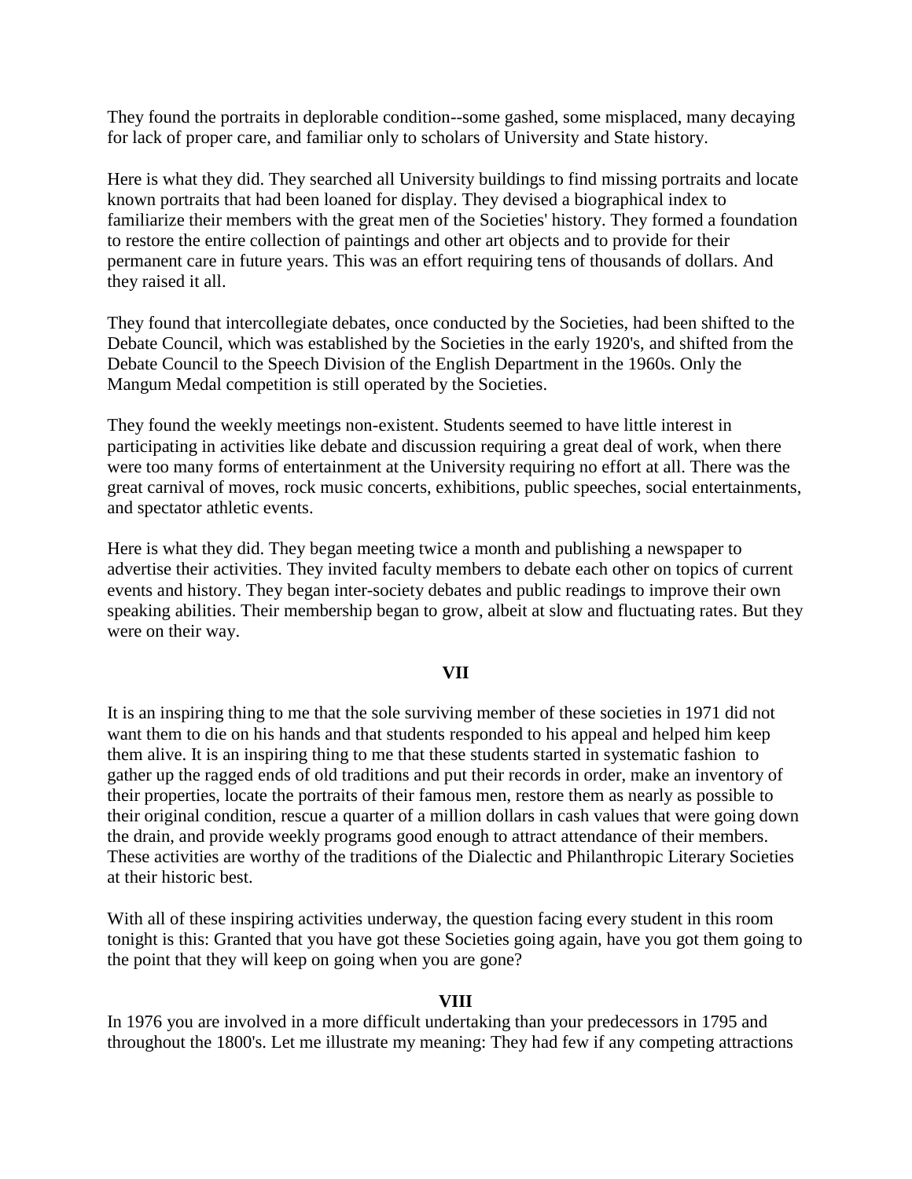They found the portraits in deplorable condition--some gashed, some misplaced, many decaying for lack of proper care, and familiar only to scholars of University and State history.

Here is what they did. They searched all University buildings to find missing portraits and locate known portraits that had been loaned for display. They devised a biographical index to familiarize their members with the great men of the Societies' history. They formed a foundation to restore the entire collection of paintings and other art objects and to provide for their permanent care in future years. This was an effort requiring tens of thousands of dollars. And they raised it all.

They found that intercollegiate debates, once conducted by the Societies, had been shifted to the Debate Council, which was established by the Societies in the early 1920's, and shifted from the Debate Council to the Speech Division of the English Department in the 1960s. Only the Mangum Medal competition is still operated by the Societies.

They found the weekly meetings non-existent. Students seemed to have little interest in participating in activities like debate and discussion requiring a great deal of work, when there were too many forms of entertainment at the University requiring no effort at all. There was the great carnival of moves, rock music concerts, exhibitions, public speeches, social entertainments, and spectator athletic events.

Here is what they did. They began meeting twice a month and publishing a newspaper to advertise their activities. They invited faculty members to debate each other on topics of current events and history. They began inter-society debates and public readings to improve their own speaking abilities. Their membership began to grow, albeit at slow and fluctuating rates. But they were on their way.

**VII**

It is an inspiring thing to me that the sole surviving member of these societies in 1971 did not want them to die on his hands and that students responded to his appeal and helped him keep them alive. It is an inspiring thing to me that these students started in systematic fashion to gather up the ragged ends of old traditions and put their records in order, make an inventory of their properties, locate the portraits of their famous men, restore them as nearly as possible to their original condition, rescue a quarter of a million dollars in cash values that were going down the drain, and provide weekly programs good enough to attract attendance of their members. These activities are worthy of the traditions of the Dialectic and Philanthropic Literary Societies at their historic best.

With all of these inspiring activities underway, the question facing every student in this room tonight is this: Granted that you have got these Societies going again, have you got them going to the point that they will keep on going when you are gone?

**VIII**

In 1976 you are involved in a more difficult undertaking than your predecessors in 1795 and throughout the 1800's. Let me illustrate my meaning: They had few if any competing attractions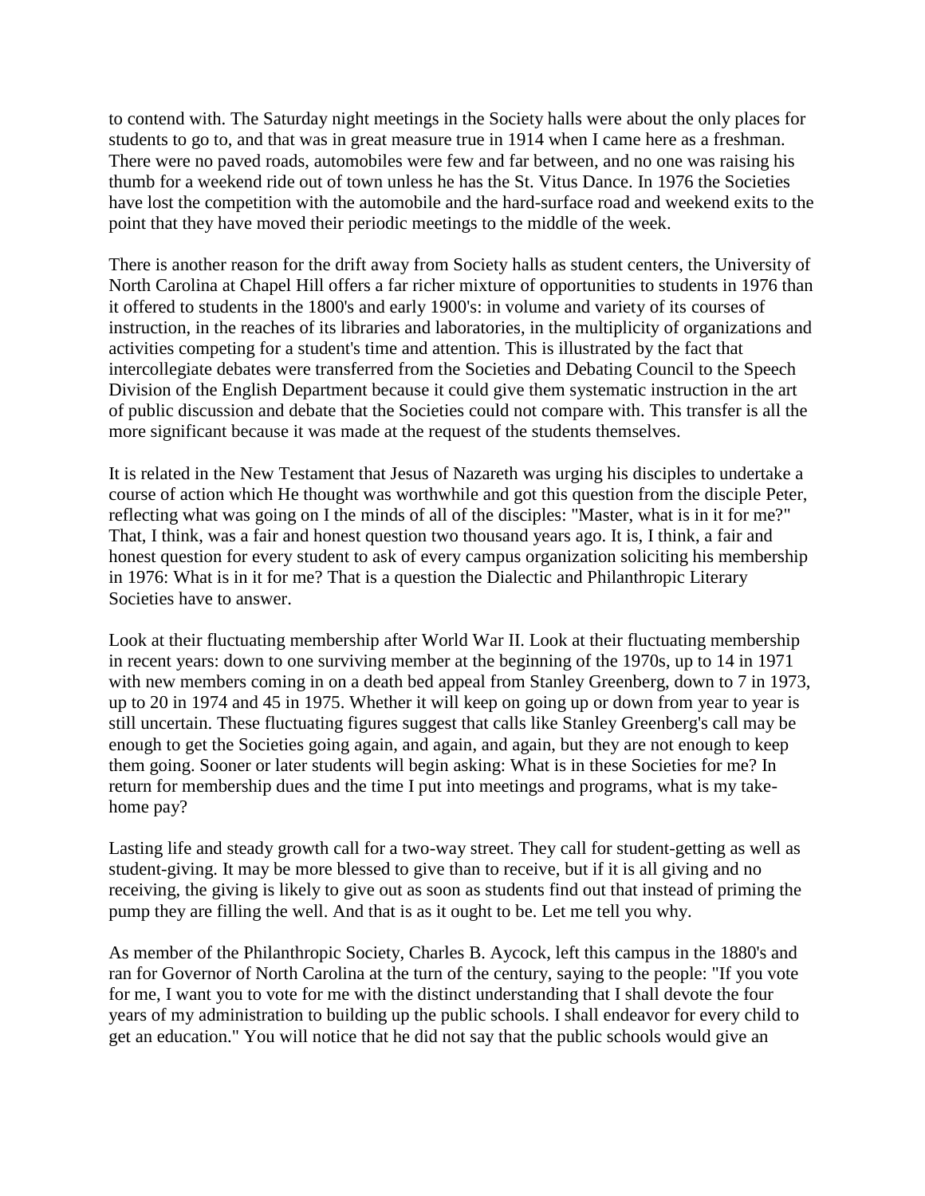to contend with. The Saturday night meetings in the Society halls were about the only places for students to go to, and that was in great measure true in 1914 when I came here as a freshman. There were no paved roads, automobiles were few and far between, and no one was raising his thumb for a weekend ride out of town unless he has the St. Vitus Dance. In 1976 the Societies have lost the competition with the automobile and the hard-surface road and weekend exits to the point that they have moved their periodic meetings to the middle of the week.

There is another reason for the drift away from Society halls as student centers, the University of North Carolina at Chapel Hill offers a far richer mixture of opportunities to students in 1976 than it offered to students in the 1800's and early 1900's: in volume and variety of its courses of instruction, in the reaches of its libraries and laboratories, in the multiplicity of organizations and activities competing for a student's time and attention. This is illustrated by the fact that intercollegiate debates were transferred from the Societies and Debating Council to the Speech Division of the English Department because it could give them systematic instruction in the art of public discussion and debate that the Societies could not compare with. This transfer is all the more significant because it was made at the request of the students themselves.

It is related in the New Testament that Jesus of Nazareth was urging his disciples to undertake a course of action which He thought was worthwhile and got this question from the disciple Peter, reflecting what was going on I the minds of all of the disciples: "Master, what is in it for me?" That, I think, was a fair and honest question two thousand years ago. It is, I think, a fair and honest question for every student to ask of every campus organization soliciting his membership in 1976: What is in it for me? That is a question the Dialectic and Philanthropic Literary Societies have to answer.

Look at their fluctuating membership after World War II. Look at their fluctuating membership in recent years: down to one surviving member at the beginning of the 1970s, up to 14 in 1971 with new members coming in on a death bed appeal from Stanley Greenberg, down to 7 in 1973, up to 20 in 1974 and 45 in 1975. Whether it will keep on going up or down from year to year is still uncertain. These fluctuating figures suggest that calls like Stanley Greenberg's call may be enough to get the Societies going again, and again, and again, but they are not enough to keep them going. Sooner or later students will begin asking: What is in these Societies for me? In return for membership dues and the time I put into meetings and programs, what is my take-home pay?

Lasting life and steady growth call for a two-way street. They call for student-getting as well as student-giving. It may be more blessed to give than to receive, but if it is all giving and no receiving, the giving is likely to give out as soon as students find out that instead of priming the pump they are filling the well. And that is as it ought to be. Let me tell you why.

As member of the Philanthropic Society, Charles B. Aycock, left this campus in the 1880's and ran for Governor of North Carolina at the turn of the century, saying to the people: "If you vote for me, I want you to vote for me with the distinct understanding that I shall devote the four years of my administration to building up the public schools. I shall endeavor for every child to get an education." You will notice that he did not say that the public schools would give an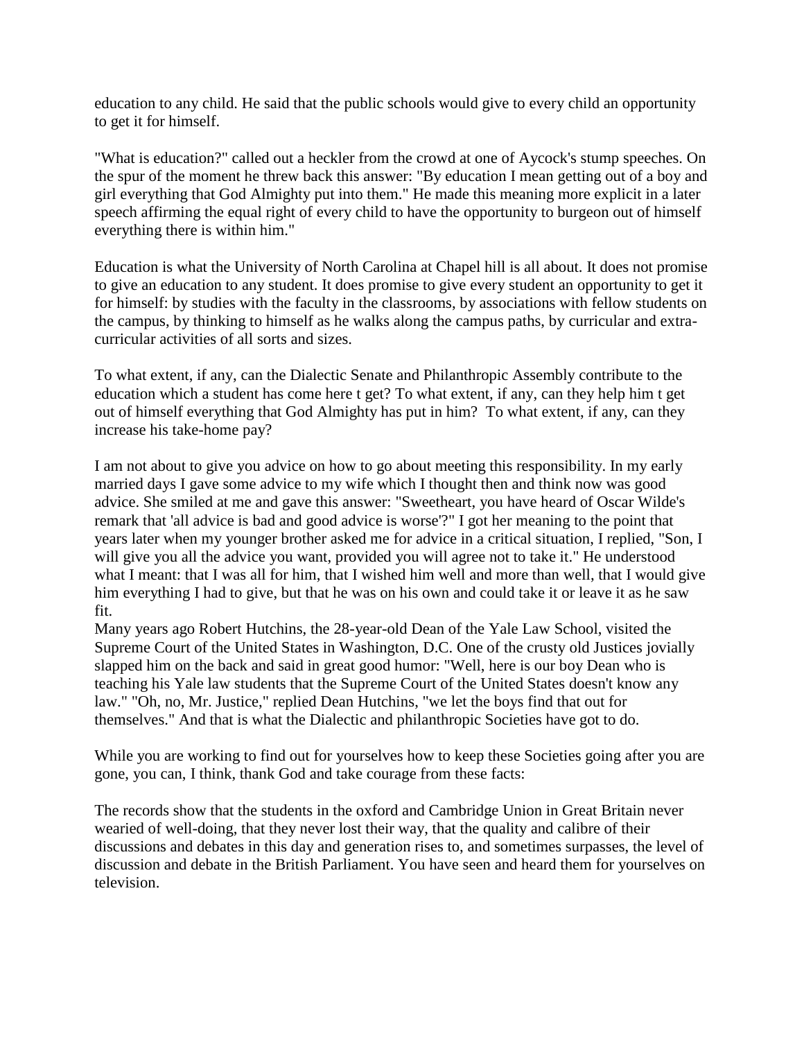education to any child. He said that the public schools would give to every child an opportunity to get it for himself.

"What is education?" called out a heckler from the crowd at one of Aycock's stump speeches. On the spur of the moment he threw back this answer: "By education I mean getting out of a boy and girl everything that God Almighty put into them." He made this meaning more explicit in a later speech affirming the equal right of every child to have the opportunity to burgeon out of himself everything there is within him."

Education is what the University of North Carolina at Chapel hill is all about. It does not promise to give an education to any student. It does promise to give every student an opportunity to get it for himself: by studies with the faculty in the classrooms, by associations with fellow students on the campus, by thinking to himself as he walks along the campus paths, by curricular and extra-curricular activities of all sorts and sizes.

To what extent, if any, can the Dialectic Senate and Philanthropic Assembly contribute to the education which a student has come here t get? To what extent, if any, can they help him t get out of himself everything that God Almighty has put in him? To what extent, if any, can they increase his take-home pay?

I am not about to give you advice on how to go about meeting this responsibility. In my early married days I gave some advice to my wife which I thought then and think now was good advice. She smiled at me and gave this answer: "Sweetheart, you have heard of Oscar Wilde's remark that 'all advice is bad and good advice is worse'?" I got her meaning to the point that years later when my younger brother asked me for advice in a critical situation, I replied, "Son, I will give you all the advice you want, provided you will agree not to take it." He understood what I meant: that I was all for him, that I wished him well and more than well, that I would give him everything I had to give, but that he was on his own and could take it or leave it as he saw fit.

Many years ago Robert Hutchins, the 28-year-old Dean of the Yale Law School, visited the Supreme Court of the United States in Washington, D.C. One of the crusty old Justices jovially slapped him on the back and said in great good humor: "Well, here is our boy Dean who is teaching his Yale law students that the Supreme Court of the United States doesn't know any law." "Oh, no, Mr. Justice," replied Dean Hutchins, "we let the boys find that out for themselves." And that is what the Dialectic and philanthropic Societies have got to do.

While you are working to find out for yourselves how to keep these Societies going after you are gone, you can, I think, thank God and take courage from these facts:

The records show that the students in the oxford and Cambridge Union in Great Britain never wearied of well-doing, that they never lost their way, that the quality and calibre of their discussions and debates in this day and generation rises to, and sometimes surpasses, the level of discussion and debate in the British Parliament. You have seen and heard them for yourselves on television.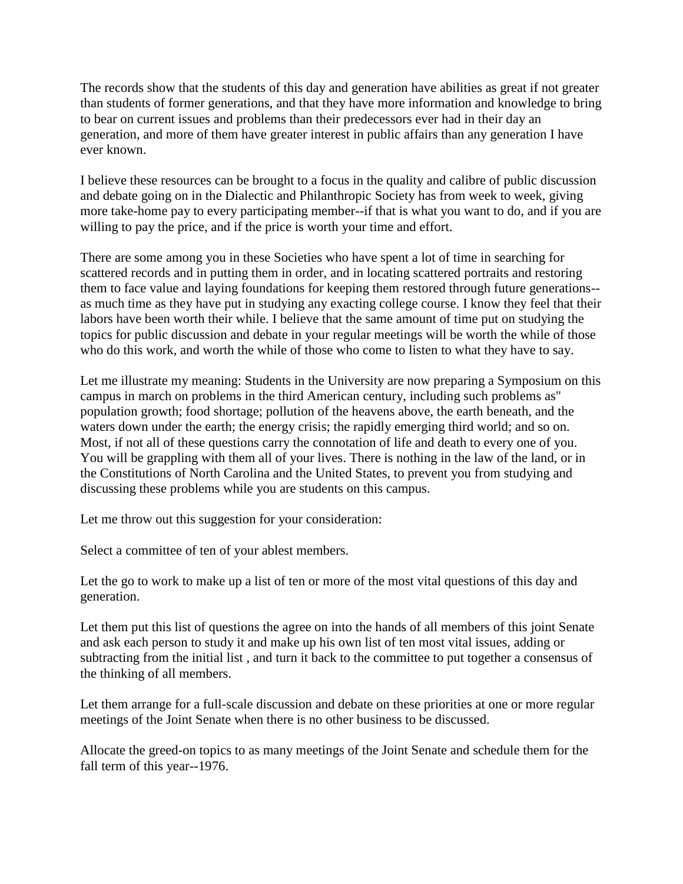The records show that the students of this day and generation have abilities as great if not greater than students of former generations, and that they have more information and knowledge to bring to bear on current issues and problems than their predecessors ever had in their day an generation, and more of them have greater interest in public affairs than any generation I have ever known.

I believe these resources can be brought to a focus in the quality and calibre of public discussion and debate going on in the Dialectic and Philanthropic Society has from week to week, giving more take-home pay to every participating member--if that is what you want to do, and if you are willing to pay the price, and if the price is worth your time and effort.

There are some among you in these Societies who have spent a lot of time in searching for scattered records and in putting them in order, and in locating scattered portraits and restoring them to face value and laying foundations for keeping them restored through future generations--as much time as they have put in studying any exacting college course. I know they feel that their labors have been worth their while. I believe that the same amount of time put on studying the topics for public discussion and debate in your regular meetings will be worth the while of those who do this work, and worth the while of those who come to listen to what they have to say.

Let me illustrate my meaning: Students in the University are now preparing a Symposium on this campus in march on problems in the third American century, including such problems as" population growth; food shortage; pollution of the heavens above, the earth beneath, and the waters down under the earth; the energy crisis; the rapidly emerging third world; and so on. Most, if not all of these questions carry the connotation of life and death to every one of you. You will be grappling with them all of your lives. There is nothing in the law of the land, or in the Constitutions of North Carolina and the United States, to prevent you from studying and discussing these problems while you are students on this campus.

Let me throw out this suggestion for your consideration:

Select a committee of ten of your ablest members.

Let the go to work to make up a list of ten or more of the most vital questions of this day and generation.

Let them put this list of questions the agree on into the hands of all members of this joint Senate and ask each person to study it and make up his own list of ten most vital issues, adding or subtracting from the initial list , and turn it back to the committee to put together a consensus of the thinking of all members.

Let them arrange for a full-scale discussion and debate on these priorities at one or more regular meetings of the Joint Senate when there is no other business to be discussed.

Allocate the greed-on topics to as many meetings of the Joint Senate and schedule them for the fall term of this year--1976.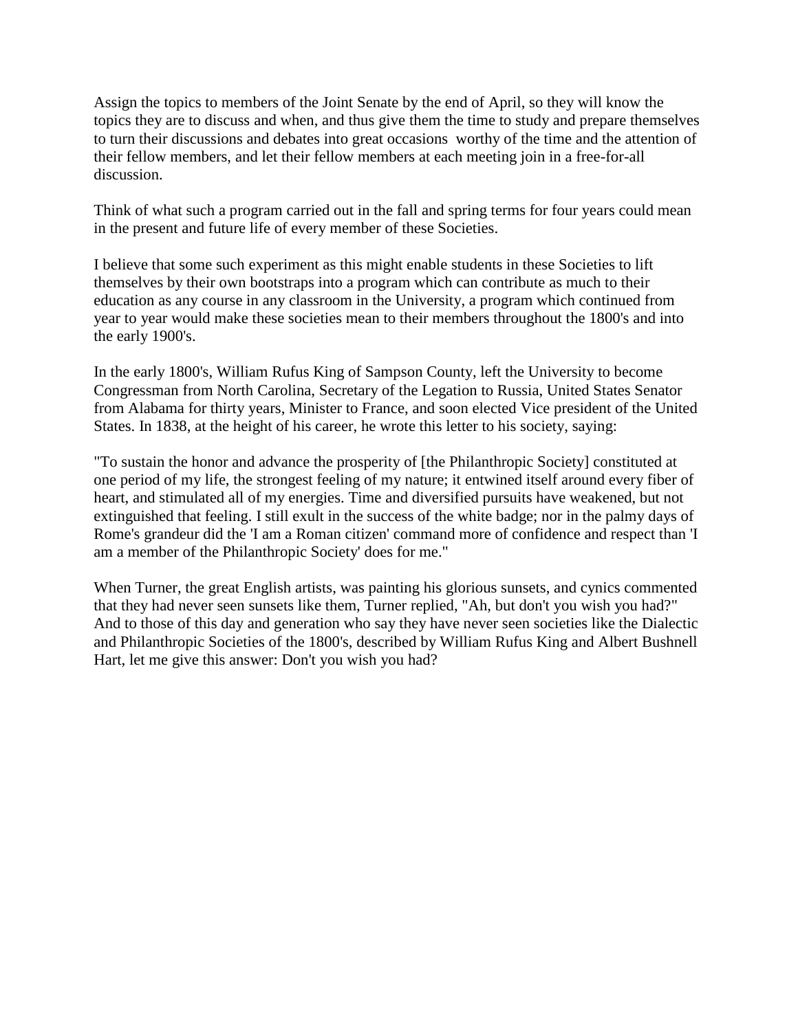Assign the topics to members of the Joint Senate by the end of April, so they will know the topics they are to discuss and when, and thus give them the time to study and prepare themselves to turn their discussions and debates into great occasions worthy of the time and the attention of their fellow members, and let their fellow members at each meeting join in a free-for-all discussion.

Think of what such a program carried out in the fall and spring terms for four years could mean in the present and future life of every member of these Societies.

I believe that some such experiment as this might enable students in these Societies to lift themselves by their own bootstraps into a program which can contribute as much to their education as any course in any classroom in the University, a program which continued from year to year would make these societies mean to their members throughout the 1800's and into the early 1900's.

In the early 1800's, William Rufus King of Sampson County, left the University to become Congressman from North Carolina, Secretary of the Legation to Russia, United States Senator from Alabama for thirty years, Minister to France, and soon elected Vice president of the United States. In 1838, at the height of his career, he wrote this letter to his society, saying:

"To sustain the honor and advance the prosperity of [the Philanthropic Society] constituted at one period of my life, the strongest feeling of my nature; it entwined itself around every fiber of heart, and stimulated all of my energies. Time and diversified pursuits have weakened, but not extinguished that feeling. I still exult in the success of the white badge; nor in the palmy days of Rome's grandeur did the 'I am a Roman citizen' command more of confidence and respect than 'I am a member of the Philanthropic Society' does for me."

When Turner, the great English artists, was painting his glorious sunsets, and cynics commented that they had never seen sunsets like them, Turner replied, "Ah, but don't you wish you had?" And to those of this day and generation who say they have never seen societies like the Dialectic and Philanthropic Societies of the 1800's, described by William Rufus King and Albert Bushnell Hart, let me give this answer: Don't you wish you had?